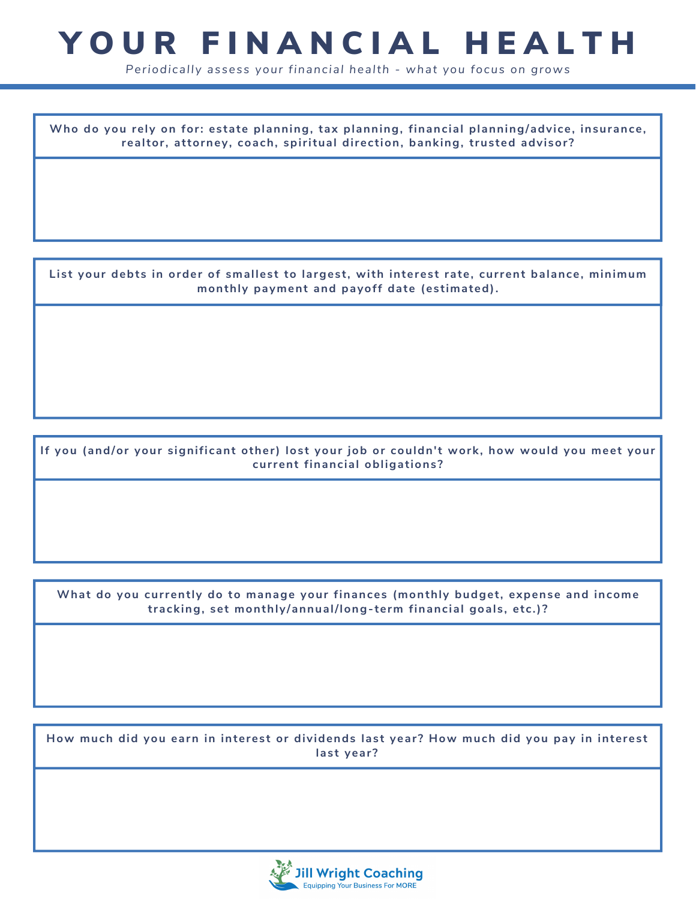# YOUR FINANCIAL HEALTH

*Periodically assess your financial health - what you focus on grows*

**Who do you rely on for: estate planning, tax planning, financial planning/advice, insurance, realtor, attorney, coach, spiritual direction, banking, trusted advisor?**

**List your debts in order of smallest to largest, with interest rate, current balance, minimum monthly payment and payoff date (estimated).**

**If you (and/or your significant other) lost your job or couldn't work, how would you meet your current financial obligations?**

**What do you currently do to manage your finances (monthly budget, expense and income tracking, set monthly/annual/long-term financial goals, etc.)?**

**How much did you earn in interest or dividends last year? How much did you pay in interest last year?**

Jill Wright Coaching
Equipping Your Business For MORE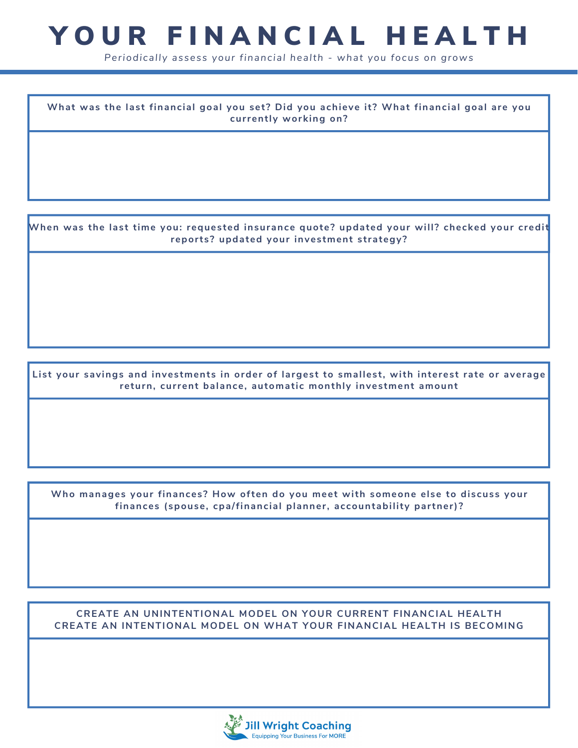# YOUR FINANCIAL HEALTH

*Periodically assess your financial health - what you focus on grows*

**What was the last financial goal you set? Did you achieve it? What financial goal are you currently working on?**

**When was the last time you: requested insurance quote? updated your will? checked your credit reports? updated your investment strategy?**

**List your savings and investments in order of largest to smallest, with interest rate or average return, current balance, automatic monthly investment amount**

**Who manages your finances? How often do you meet with someone else to discuss your finances (spouse, cpa/financial planner, accountability partner)?**

**CREATE AN UNINTENTIONAL MODEL ON YOUR CURRENT FINANCIAL HEALTH**
**CREATE AN INTENTIONAL MODEL ON WHAT YOUR FINANCIAL HEALTH IS BECOMING**

Jill Wright Coaching
Equipping Your Business For MORE